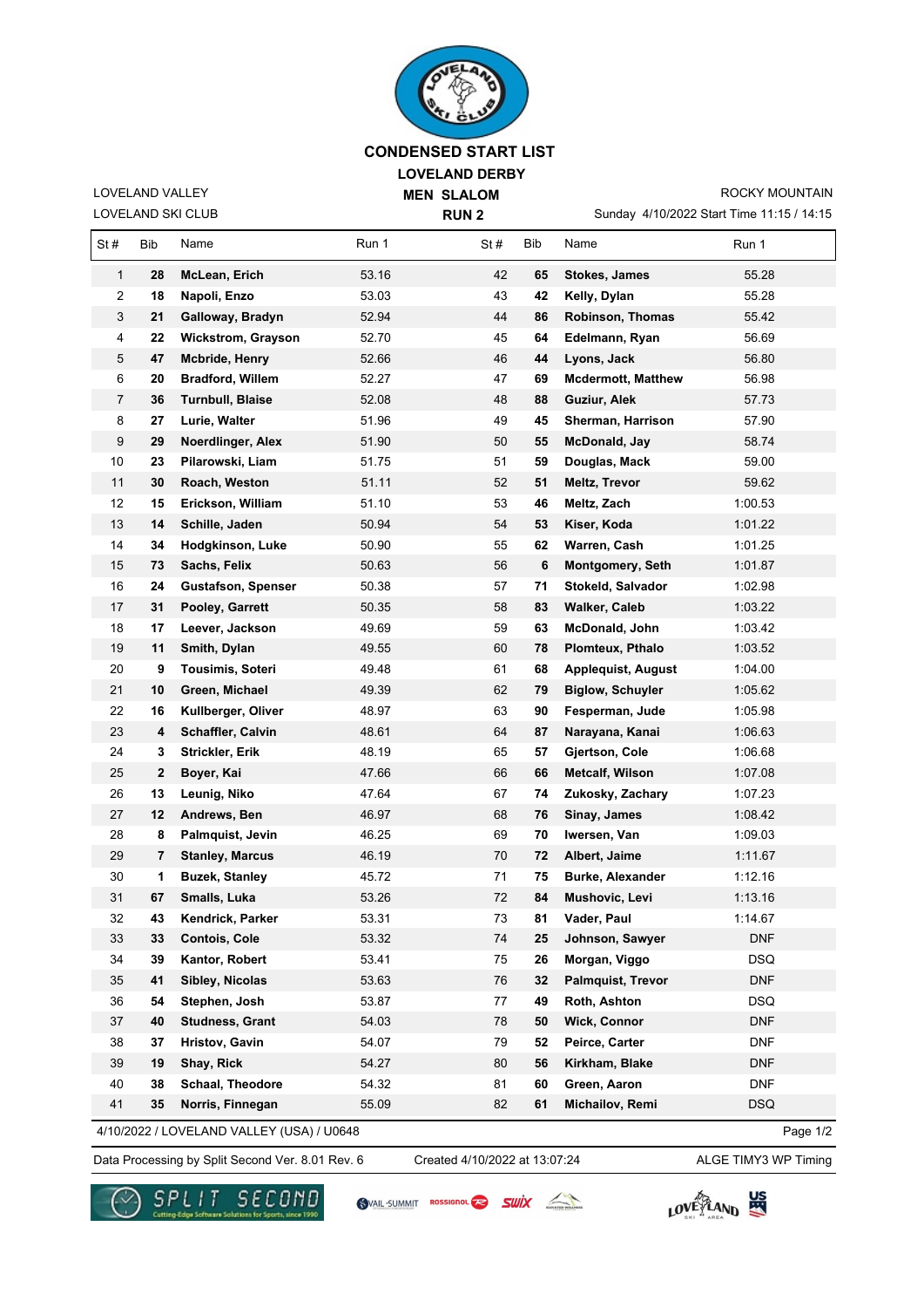# CONDENSED START LIST

## LOVELAND DERBY

### MEN SLALOM

### RUN 2

LOVELAND VALLEY
LOVELAND SKI CLUB

ROCKY MOUNTAIN
Sunday 4/10/2022 Start Time 11:15 / 14:15

| St # | Bib | Name | Run 1 | St # | Bib | Name | Run 1 |
|---|---|---|---|---|---|---|---|
| 1 | **28** | **McLean, Erich** | 53.16 | 42 | **65** | **Stokes, James** | 55.28 |
| 2 | **18** | **Napoli, Enzo** | 53.03 | 43 | **42** | **Kelly, Dylan** | 55.28 |
| 3 | **21** | **Galloway, Bradyn** | 52.94 | 44 | **86** | **Robinson, Thomas** | 55.42 |
| 4 | **22** | **Wickstrom, Grayson** | 52.70 | 45 | **64** | **Edelmann, Ryan** | 56.69 |
| 5 | **47** | **Mcbride, Henry** | 52.66 | 46 | **44** | **Lyons, Jack** | 56.80 |
| 6 | **20** | **Bradford, Willem** | 52.27 | 47 | **69** | **Mcdermott, Matthew** | 56.98 |
| 7 | **36** | **Turnbull, Blaise** | 52.08 | 48 | **88** | **Guziur, Alek** | 57.73 |
| 8 | **27** | **Lurie, Walter** | 51.96 | 49 | **45** | **Sherman, Harrison** | 57.90 |
| 9 | **29** | **Noerdlinger, Alex** | 51.90 | 50 | **55** | **McDonald, Jay** | 58.74 |
| 10 | **23** | **Pilarowski, Liam** | 51.75 | 51 | **59** | **Douglas, Mack** | 59.00 |
| 11 | **30** | **Roach, Weston** | 51.11 | 52 | **51** | **Meltz, Trevor** | 59.62 |
| 12 | **15** | **Erickson, William** | 51.10 | 53 | **46** | **Meltz, Zach** | 1:00.53 |
| 13 | **14** | **Schille, Jaden** | 50.94 | 54 | **53** | **Kiser, Koda** | 1:01.22 |
| 14 | **34** | **Hodgkinson, Luke** | 50.90 | 55 | **62** | **Warren, Cash** | 1:01.25 |
| 15 | **73** | **Sachs, Felix** | 50.63 | 56 | **6** | **Montgomery, Seth** | 1:01.87 |
| 16 | **24** | **Gustafson, Spenser** | 50.38 | 57 | **71** | **Stokeld, Salvador** | 1:02.98 |
| 17 | **31** | **Pooley, Garrett** | 50.35 | 58 | **83** | **Walker, Caleb** | 1:03.22 |
| 18 | **17** | **Leever, Jackson** | 49.69 | 59 | **63** | **McDonald, John** | 1:03.42 |
| 19 | **11** | **Smith, Dylan** | 49.55 | 60 | **78** | **Plomteux, Pthalo** | 1:03.52 |
| 20 | **9** | **Tousimis, Soteri** | 49.48 | 61 | **68** | **Applequist, August** | 1:04.00 |
| 21 | **10** | **Green, Michael** | 49.39 | 62 | **79** | **Biglow, Schuyler** | 1:05.62 |
| 22 | **16** | **Kullberger, Oliver** | 48.97 | 63 | **90** | **Fesperman, Jude** | 1:05.98 |
| 23 | **4** | **Schaffler, Calvin** | 48.61 | 64 | **87** | **Narayana, Kanai** | 1:06.63 |
| 24 | **3** | **Strickler, Erik** | 48.19 | 65 | **57** | **Gjertson, Cole** | 1:06.68 |
| 25 | **2** | **Boyer, Kai** | 47.66 | 66 | **66** | **Metcalf, Wilson** | 1:07.08 |
| 26 | **13** | **Leunig, Niko** | 47.64 | 67 | **74** | **Zukosky, Zachary** | 1:07.23 |
| 27 | **12** | **Andrews, Ben** | 46.97 | 68 | **76** | **Sinay, James** | 1:08.42 |
| 28 | **8** | **Palmquist, Jevin** | 46.25 | 69 | **70** | **Iwersen, Van** | 1:09.03 |
| 29 | **7** | **Stanley, Marcus** | 46.19 | 70 | **72** | **Albert, Jaime** | 1:11.67 |
| 30 | **1** | **Buzek, Stanley** | 45.72 | 71 | **75** | **Burke, Alexander** | 1:12.16 |
| 31 | **67** | **Smalls, Luka** | 53.26 | 72 | **84** | **Mushovic, Levi** | 1:13.16 |
| 32 | **43** | **Kendrick, Parker** | 53.31 | 73 | **81** | **Vader, Paul** | 1:14.67 |
| 33 | **33** | **Contois, Cole** | 53.32 | 74 | **25** | **Johnson, Sawyer** | DNF |
| 34 | **39** | **Kantor, Robert** | 53.41 | 75 | **26** | **Morgan, Viggo** | DSQ |
| 35 | **41** | **Sibley, Nicolas** | 53.63 | 76 | **32** | **Palmquist, Trevor** | DNF |
| 36 | **54** | **Stephen, Josh** | 53.87 | 77 | **49** | **Roth, Ashton** | DSQ |
| 37 | **40** | **Studness, Grant** | 54.03 | 78 | **50** | **Wick, Connor** | DNF |
| 38 | **37** | **Hristov, Gavin** | 54.07 | 79 | **52** | **Peirce, Carter** | DNF |
| 39 | **19** | **Shay, Rick** | 54.27 | 80 | **56** | **Kirkham, Blake** | DNF |
| 40 | **38** | **Schaal, Theodore** | 54.32 | 81 | **60** | **Green, Aaron** | DNF |
| 41 | **35** | **Norris, Finnegan** | 55.09 | 82 | **61** | **Michailov, Remi** | DSQ |

4/10/2022 / LOVELAND VALLEY (USA) / U0648

Data Processing by Split Second Ver. 8.01 Rev. 6 — Created 4/10/2022 at 13:07:24 — ALGE TIMY3 WP Timing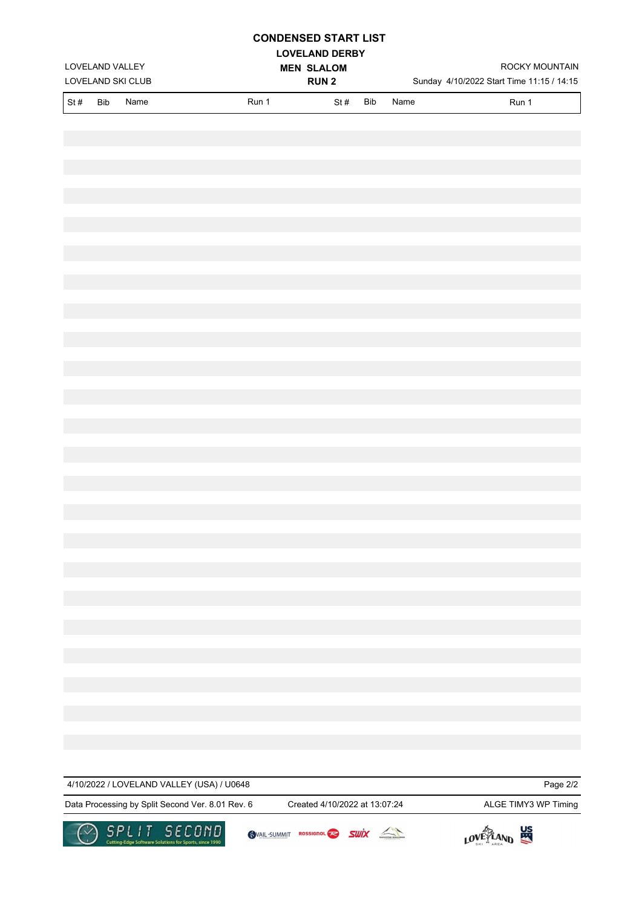# CONDENSED START LIST

## LOVELAND DERBY

**MEN SLALOM**

**RUN 2**

LOVELAND VALLEY
LOVELAND SKI CLUB

ROCKY MOUNTAIN
Sunday 4/10/2022 Start Time 11:15 / 14:15

| St # | Bib | Name | Run 1 | St # | Bib | Name | Run 1 |
|---|---|---|---|---|---|---|---|

4/10/2022 / LOVELAND VALLEY (USA) / U0648

Data Processing by Split Second Ver. 8.01 Rev. 6    Created 4/10/2022 at 13:07:24    ALGE TIMY3 WP Timing